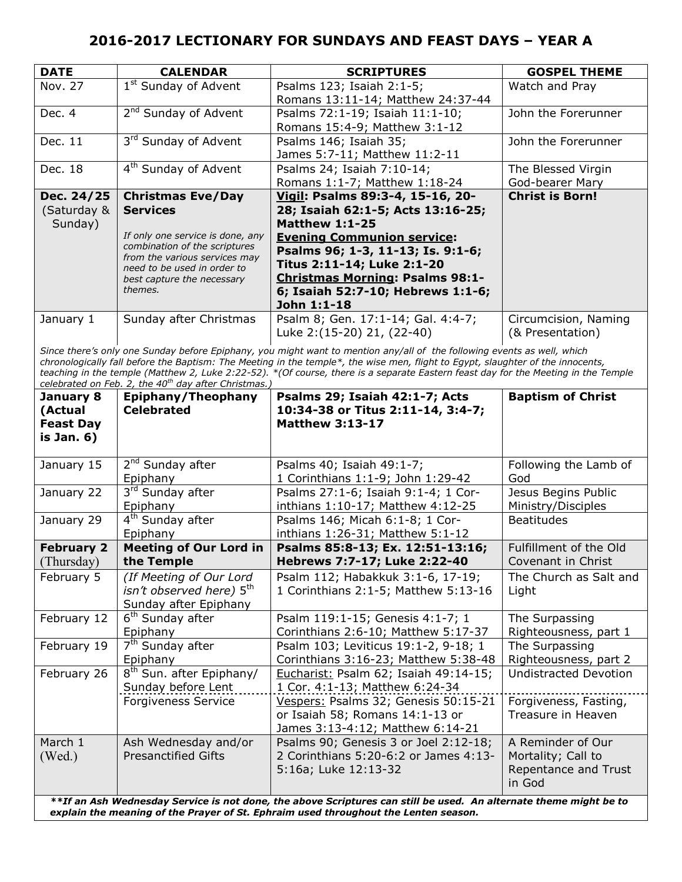# 2016-2017 LECTIONARY FOR SUNDAYS AND FEAST DAYS – YEAR A

| DATE | CALENDAR | SCRIPTURES | GOSPEL THEME |
|---|---|---|---|
| Nov. 27 | 1st Sunday of Advent | Psalms 123; Isaiah 2:1-5; Romans 13:11-14; Matthew 24:37-44 | Watch and Pray |
| Dec. 4 | 2nd Sunday of Advent | Psalms 72:1-19; Isaiah 11:1-10; Romans 15:4-9; Matthew 3:1-12 | John the Forerunner |
| Dec. 11 | 3rd Sunday of Advent | Psalms 146; Isaiah 35; James 5:7-11; Matthew 11:2-11 | John the Forerunner |
| Dec. 18 | 4th Sunday of Advent | Psalms 24; Isaiah 7:10-14; Romans 1:1-7; Matthew 1:18-24 | The Blessed Virgin God-bearer Mary |
| **Dec. 24/25** (Saturday & Sunday) | **Christmas Eve/Day Services** *If only one service is done, any combination of the scriptures from the various services may need to be used in order to best capture the necessary themes.* | **Vigil: Psalms 89:3-4, 15-16, 20-28; Isaiah 62:1-5; Acts 13:16-25; Matthew 1:1-25** **Evening Communion service: Psalms 96; 1-3, 11-13; Is. 9:1-6; Titus 2:11-14; Luke 2:1-20** **Christmas Morning: Psalms 98:1-6; Isaiah 52:7-10; Hebrews 1:1-6; John 1:1-18** | **Christ is Born!** |
| January 1 | Sunday after Christmas | Psalm 8; Gen. 17:1-14; Gal. 4:4-7; Luke 2:(15-20) 21, (22-40) | Circumcision, Naming (& Presentation) |
| *Since there's only one Sunday before Epiphany, you might want to mention any/all of the following events as well, which chronologically fall before the Baptism: The Meeting in the temple\*, the wise men, flight to Egypt, slaughter of the innocents, teaching in the temple (Matthew 2, Luke 2:22-52). \*(Of course, there is a separate Eastern feast day for the Meeting in the Temple celebrated on Feb. 2, the 40th day after Christmas.)* | | | |
| **January 8 (Actual Feast Day is Jan. 6)** | **Epiphany/Theophany Celebrated** | **Psalms 29; Isaiah 42:1-7; Acts 10:34-38 or Titus 2:11-14, 3:4-7; Matthew 3:13-17** | **Baptism of Christ** |
| January 15 | 2nd Sunday after Epiphany | Psalms 40; Isaiah 49:1-7; 1 Corinthians 1:1-9; John 1:29-42 | Following the Lamb of God |
| January 22 | 3rd Sunday after Epiphany | Psalms 27:1-6; Isaiah 9:1-4; 1 Corinthians 1:10-17; Matthew 4:12-25 | Jesus Begins Public Ministry/Disciples |
| January 29 | 4th Sunday after Epiphany | Psalms 146; Micah 6:1-8; 1 Corinthians 1:26-31; Matthew 5:1-12 | Beatitudes |
| **February 2** (Thursday) | **Meeting of Our Lord in the Temple** | **Psalms 85:8-13; Ex. 12:51-13:16; Hebrews 7:7-17; Luke 2:22-40** | Fulfillment of the Old Covenant in Christ |
| February 5 | *(If Meeting of Our Lord isn't observed here)* 5th Sunday after Epiphany | Psalm 112; Habakkuk 3:1-6, 17-19; 1 Corinthians 2:1-5; Matthew 5:13-16 | The Church as Salt and Light |
| February 12 | 6th Sunday after Epiphany | Psalm 119:1-15; Genesis 4:1-7; 1 Corinthians 2:6-10; Matthew 5:17-37 | The Surpassing Righteousness, part 1 |
| February 19 | 7th Sunday after Epiphany | Psalm 103; Leviticus 19:1-2, 9-18; 1 Corinthians 3:16-23; Matthew 5:38-48 | The Surpassing Righteousness, part 2 |
| February 26 | 8th Sun. after Epiphany/ Sunday before Lent | Eucharist: Psalm 62; Isaiah 49:14-15; 1 Cor. 4:1-13; Matthew 6:24-34 | Undistracted Devotion |
| | Forgiveness Service | Vespers: Psalms 32; Genesis 50:15-21 or Isaiah 58; Romans 14:1-13 or James 3:13-4:12; Matthew 6:14-21 | Forgiveness, Fasting, Treasure in Heaven |
| March 1 (Wed.) | Ash Wednesday and/or Presanctified Gifts | Psalms 90; Genesis 3 or Joel 2:12-18; 2 Corinthians 5:20-6:2 or James 4:13-5:16a; Luke 12:13-32 | A Reminder of Our Mortality; Call to Repentance and Trust in God |
| ***\*\*If an Ash Wednesday Service is not done, the above Scriptures can still be used. An alternate theme might be to explain the meaning of the Prayer of St. Ephraim used throughout the Lenten season.*** | | | |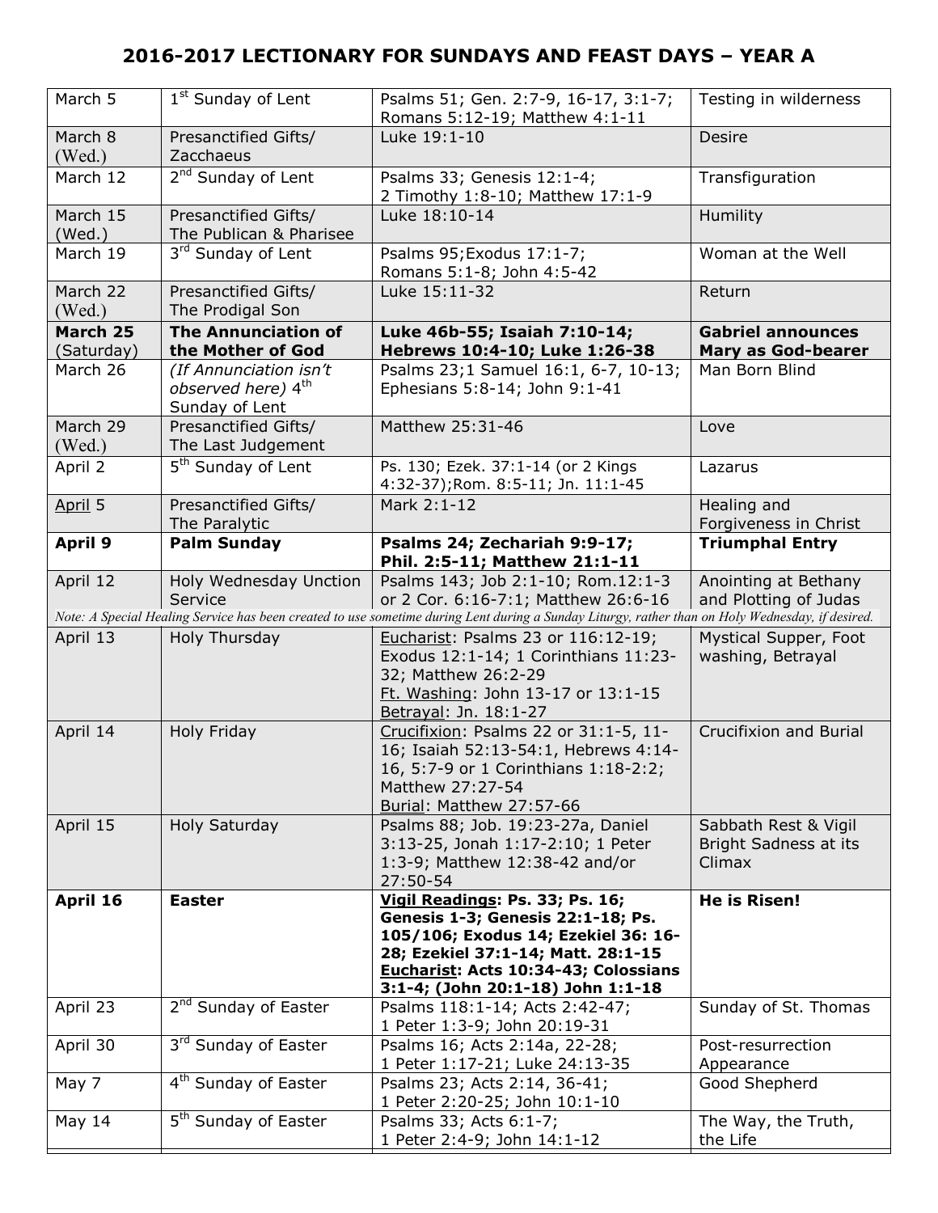# 2016-2017 LECTIONARY FOR SUNDAYS AND FEAST DAYS – YEAR A

| | | | |
|---|---|---|---|
| March 5 | 1st Sunday of Lent | Psalms 51; Gen. 2:7-9, 16-17, 3:1-7; Romans 5:12-19; Matthew 4:1-11 | Testing in wilderness |
| March 8 (Wed.) | Presanctified Gifts/ Zacchaeus | Luke 19:1-10 | Desire |
| March 12 | 2nd Sunday of Lent | Psalms 33; Genesis 12:1-4; 2 Timothy 1:8-10; Matthew 17:1-9 | Transfiguration |
| March 15 (Wed.) | Presanctified Gifts/ The Publican & Pharisee | Luke 18:10-14 | Humility |
| March 19 | 3rd Sunday of Lent | Psalms 95;Exodus 17:1-7; Romans 5:1-8; John 4:5-42 | Woman at the Well |
| March 22 (Wed.) | Presanctified Gifts/ The Prodigal Son | Luke 15:11-32 | Return |
| **March 25** (Saturday) | **The Annunciation of the Mother of God** | **Luke 46b-55; Isaiah 7:10-14; Hebrews 10:4-10; Luke 1:26-38** | **Gabriel announces Mary as God-bearer** |
| March 26 | *(If Annunciation isn't observed here)* 4th Sunday of Lent | Psalms 23;1 Samuel 16:1, 6-7, 10-13; Ephesians 5:8-14; John 9:1-41 | Man Born Blind |
| March 29 (Wed.) | Presanctified Gifts/ The Last Judgement | Matthew 25:31-46 | Love |
| April 2 | 5th Sunday of Lent | Ps. 130; Ezek. 37:1-14 (or 2 Kings 4:32-37);Rom. 8:5-11; Jn. 11:1-45 | Lazarus |
| April 5 | Presanctified Gifts/ The Paralytic | Mark 2:1-12 | Healing and Forgiveness in Christ |
| **April 9** | **Palm Sunday** | **Psalms 24; Zechariah 9:9-17; Phil. 2:5-11; Matthew 21:1-11** | **Triumphal Entry** |
| April 12 | Holy Wednesday Unction Service | Psalms 143; Job 2:1-10; Rom.12:1-3 or 2 Cor. 6:16-7:1; Matthew 26:6-16 | Anointing at Bethany and Plotting of Judas |
| *Note: A Special Healing Service has been created to use sometime during Lent during a Sunday Liturgy, rather than on Holy Wednesday, if desired.* | | | |
| April 13 | Holy Thursday | Eucharist: Psalms 23 or 116:12-19; Exodus 12:1-14; 1 Corinthians 11:23-32; Matthew 26:2-29<br>Ft. Washing: John 13-17 or 13:1-15<br>Betrayal: Jn. 18:1-27 | Mystical Supper, Foot washing, Betrayal |
| April 14 | Holy Friday | Crucifixion: Psalms 22 or 31:1-5, 11-16; Isaiah 52:13-54:1, Hebrews 4:14-16, 5:7-9 or 1 Corinthians 1:18-2:2; Matthew 27:27-54<br>Burial: Matthew 27:57-66 | Crucifixion and Burial |
| April 15 | Holy Saturday | Psalms 88; Job. 19:23-27a, Daniel 3:13-25, Jonah 1:17-2:10; 1 Peter 1:3-9; Matthew 12:38-42 and/or 27:50-54 | Sabbath Rest & Vigil Bright Sadness at its Climax |
| **April 16** | **Easter** | **Vigil Readings: Ps. 33; Ps. 16; Genesis 1-3; Genesis 22:1-18; Ps. 105/106; Exodus 14; Ezekiel 36: 16-28; Ezekiel 37:1-14; Matt. 28:1-15**<br>**Eucharist: Acts 10:34-43; Colossians 3:1-4; (John 20:1-18) John 1:1-18** | **He is Risen!** |
| April 23 | 2nd Sunday of Easter | Psalms 118:1-14; Acts 2:42-47; 1 Peter 1:3-9; John 20:19-31 | Sunday of St. Thomas |
| April 30 | 3rd Sunday of Easter | Psalms 16; Acts 2:14a, 22-28; 1 Peter 1:17-21; Luke 24:13-35 | Post-resurrection Appearance |
| May 7 | 4th Sunday of Easter | Psalms 23; Acts 2:14, 36-41; 1 Peter 2:20-25; John 10:1-10 | Good Shepherd |
| May 14 | 5th Sunday of Easter | Psalms 33; Acts 6:1-7; 1 Peter 2:4-9; John 14:1-12 | The Way, the Truth, the Life |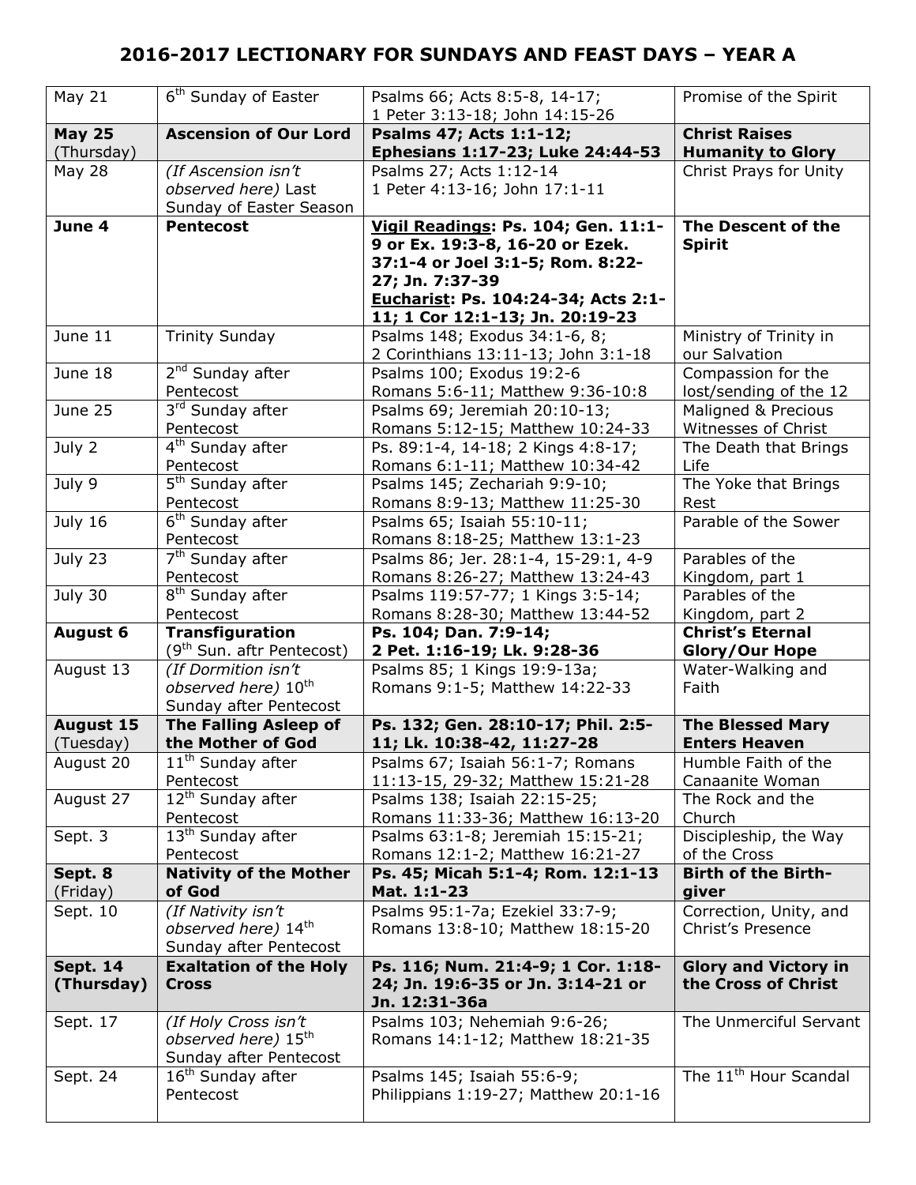## 2016-2017 LECTIONARY FOR SUNDAYS AND FEAST DAYS – YEAR A

| | | | |
|---|---|---|---|
| May 21 | 6th Sunday of Easter | Psalms 66; Acts 8:5-8, 14-17; 1 Peter 3:13-18; John 14:15-26 | Promise of the Spirit |
| **May 25** (Thursday) | **Ascension of Our Lord** | **Psalms 47; Acts 1:1-12; Ephesians 1:17-23; Luke 24:44-53** | **Christ Raises Humanity to Glory** |
| May 28 | *(If Ascension isn't observed here)* Last Sunday of Easter Season | Psalms 27; Acts 1:12-14 1 Peter 4:13-16; John 17:1-11 | Christ Prays for Unity |
| **June 4** | **Pentecost** | **Vigil Readings: Ps. 104; Gen. 11:1-9 or Ex. 19:3-8, 16-20 or Ezek. 37:1-4 or Joel 3:1-5; Rom. 8:22-27; Jn. 7:37-39** **Eucharist: Ps. 104:24-34; Acts 2:1-11; 1 Cor 12:1-13; Jn. 20:19-23** | **The Descent of the Spirit** |
| June 11 | Trinity Sunday | Psalms 148; Exodus 34:1-6, 8; 2 Corinthians 13:11-13; John 3:1-18 | Ministry of Trinity in our Salvation |
| June 18 | 2nd Sunday after Pentecost | Psalms 100; Exodus 19:2-6 Romans 5:6-11; Matthew 9:36-10:8 | Compassion for the lost/sending of the 12 |
| June 25 | 3rd Sunday after Pentecost | Psalms 69; Jeremiah 20:10-13; Romans 5:12-15; Matthew 10:24-33 | Maligned & Precious Witnesses of Christ |
| July 2 | 4th Sunday after Pentecost | Ps. 89:1-4, 14-18; 2 Kings 4:8-17; Romans 6:1-11; Matthew 10:34-42 | The Death that Brings Life |
| July 9 | 5th Sunday after Pentecost | Psalms 145; Zechariah 9:9-10; Romans 8:9-13; Matthew 11:25-30 | The Yoke that Brings Rest |
| July 16 | 6th Sunday after Pentecost | Psalms 65; Isaiah 55:10-11; Romans 8:18-25; Matthew 13:1-23 | Parable of the Sower |
| July 23 | 7th Sunday after Pentecost | Psalms 86; Jer. 28:1-4, 15-29:1, 4-9 Romans 8:26-27; Matthew 13:24-43 | Parables of the Kingdom, part 1 |
| July 30 | 8th Sunday after Pentecost | Psalms 119:57-77; 1 Kings 3:5-14; Romans 8:28-30; Matthew 13:44-52 | Parables of the Kingdom, part 2 |
| **August 6** | **Transfiguration** (9th Sun. aftr Pentecost) | **Ps. 104; Dan. 7:9-14; 2 Pet. 1:16-19; Lk. 9:28-36** | **Christ's Eternal Glory/Our Hope** |
| August 13 | *(If Dormition isn't observed here)* 10th Sunday after Pentecost | Psalms 85; 1 Kings 19:9-13a; Romans 9:1-5; Matthew 14:22-33 | Water-Walking and Faith |
| **August 15** (Tuesday) | **The Falling Asleep of the Mother of God** | **Ps. 132; Gen. 28:10-17; Phil. 2:5-11; Lk. 10:38-42, 11:27-28** | **The Blessed Mary Enters Heaven** |
| August 20 | 11th Sunday after Pentecost | Psalms 67; Isaiah 56:1-7; Romans 11:13-15, 29-32; Matthew 15:21-28 | Humble Faith of the Canaanite Woman |
| August 27 | 12th Sunday after Pentecost | Psalms 138; Isaiah 22:15-25; Romans 11:33-36; Matthew 16:13-20 | The Rock and the Church |
| Sept. 3 | 13th Sunday after Pentecost | Psalms 63:1-8; Jeremiah 15:15-21; Romans 12:1-2; Matthew 16:21-27 | Discipleship, the Way of the Cross |
| **Sept. 8** (Friday) | **Nativity of the Mother of God** | **Ps. 45; Micah 5:1-4; Rom. 12:1-13 Mat. 1:1-23** | **Birth of the Birth-giver** |
| Sept. 10 | *(If Nativity isn't observed here)* 14th Sunday after Pentecost | Psalms 95:1-7a; Ezekiel 33:7-9; Romans 13:8-10; Matthew 18:15-20 | Correction, Unity, and Christ's Presence |
| **Sept. 14 (Thursday)** | **Exaltation of the Holy Cross** | **Ps. 116; Num. 21:4-9; 1 Cor. 1:18-24; Jn. 19:6-35 or Jn. 3:14-21 or Jn. 12:31-36a** | **Glory and Victory in the Cross of Christ** |
| Sept. 17 | *(If Holy Cross isn't observed here)* 15th Sunday after Pentecost | Psalms 103; Nehemiah 9:6-26; Romans 14:1-12; Matthew 18:21-35 | The Unmerciful Servant |
| Sept. 24 | 16th Sunday after Pentecost | Psalms 145; Isaiah 55:6-9; Philippians 1:19-27; Matthew 20:1-16 | The 11th Hour Scandal |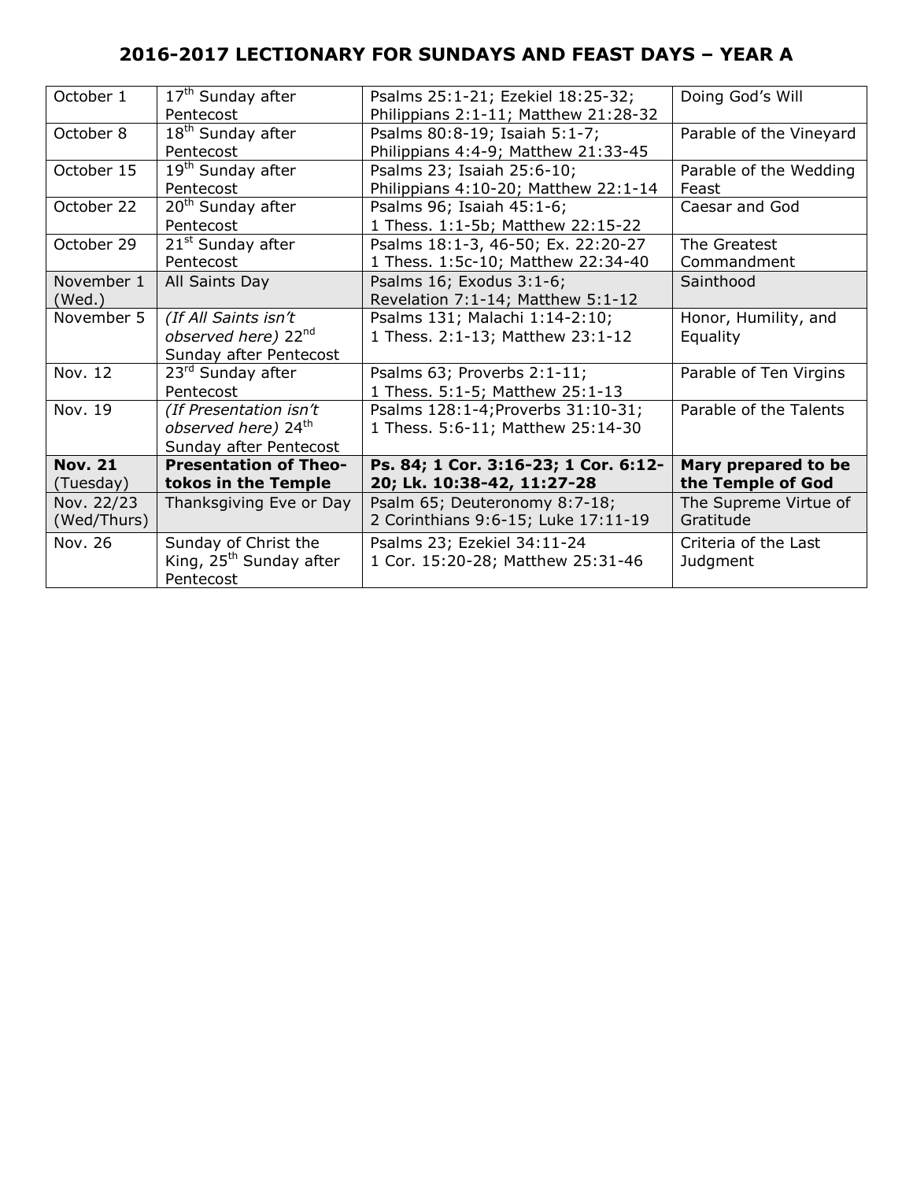## 2016-2017 LECTIONARY FOR SUNDAYS AND FEAST DAYS – YEAR A

| | | | |
|---|---|---|---|
| October 1 | 17th Sunday after Pentecost | Psalms 25:1-21; Ezekiel 18:25-32; Philippians 2:1-11; Matthew 21:28-32 | Doing God's Will |
| October 8 | 18th Sunday after Pentecost | Psalms 80:8-19; Isaiah 5:1-7; Philippians 4:4-9; Matthew 21:33-45 | Parable of the Vineyard |
| October 15 | 19th Sunday after Pentecost | Psalms 23; Isaiah 25:6-10; Philippians 4:10-20; Matthew 22:1-14 | Parable of the Wedding Feast |
| October 22 | 20th Sunday after Pentecost | Psalms 96; Isaiah 45:1-6; 1 Thess. 1:1-5b; Matthew 22:15-22 | Caesar and God |
| October 29 | 21st Sunday after Pentecost | Psalms 18:1-3, 46-50; Ex. 22:20-27 1 Thess. 1:5c-10; Matthew 22:34-40 | The Greatest Commandment |
| November 1 (Wed.) | All Saints Day | Psalms 16; Exodus 3:1-6; Revelation 7:1-14; Matthew 5:1-12 | Sainthood |
| November 5 | *(If All Saints isn't observed here)* 22nd Sunday after Pentecost | Psalms 131; Malachi 1:14-2:10; 1 Thess. 2:1-13; Matthew 23:1-12 | Honor, Humility, and Equality |
| Nov. 12 | 23rd Sunday after Pentecost | Psalms 63; Proverbs 2:1-11; 1 Thess. 5:1-5; Matthew 25:1-13 | Parable of Ten Virgins |
| Nov. 19 | *(If Presentation isn't observed here)* 24th Sunday after Pentecost | Psalms 128:1-4;Proverbs 31:10-31; 1 Thess. 5:6-11; Matthew 25:14-30 | Parable of the Talents |
| **Nov. 21** (Tuesday) | **Presentation of Theo-tokos in the Temple** | **Ps. 84; 1 Cor. 3:16-23; 1 Cor. 6:12-20; Lk. 10:38-42, 11:27-28** | **Mary prepared to be the Temple of God** |
| Nov. 22/23 (Wed/Thurs) | Thanksgiving Eve or Day | Psalm 65; Deuteronomy 8:7-18; 2 Corinthians 9:6-15; Luke 17:11-19 | The Supreme Virtue of Gratitude |
| Nov. 26 | Sunday of Christ the King, 25th Sunday after Pentecost | Psalms 23; Ezekiel 34:11-24 1 Cor. 15:20-28; Matthew 25:31-46 | Criteria of the Last Judgment |